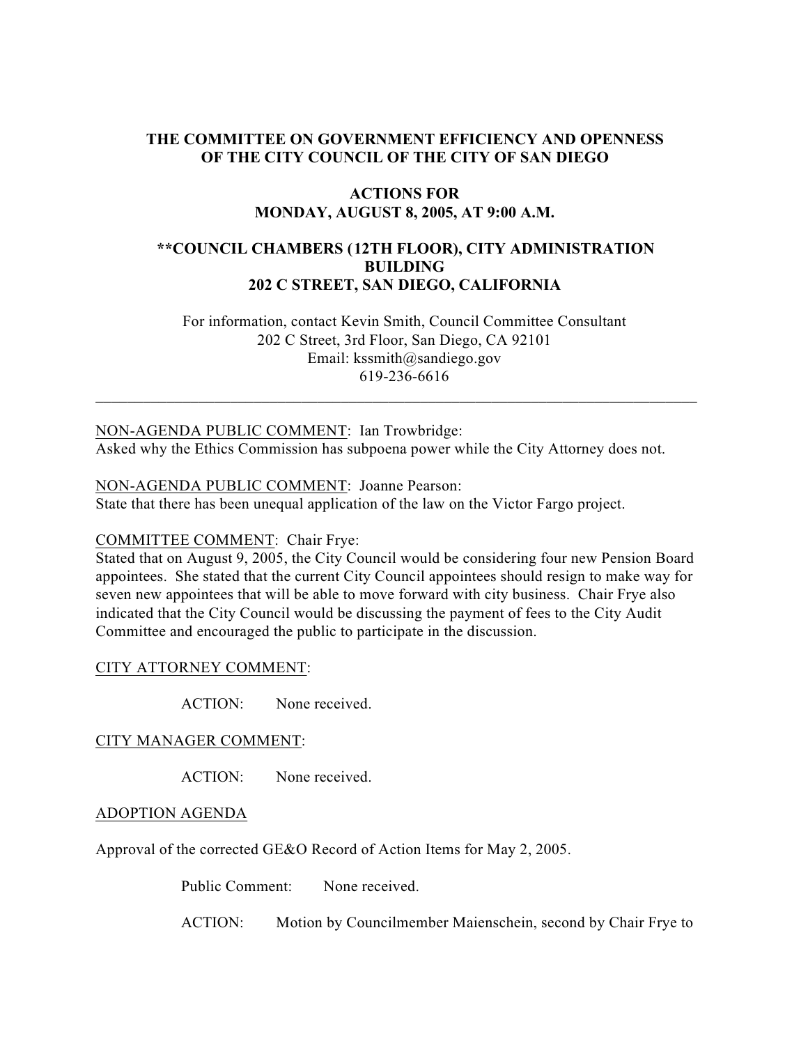**THE COMMITTEE ON GOVERNMENT EFFICIENCY AND OPENNESS OF THE CITY COUNCIL OF THE CITY OF SAN DIEGO**

**ACTIONS FOR MONDAY, AUGUST 8, 2005, AT 9:00 A.M.**

****COUNCIL CHAMBERS (12TH FLOOR), CITY ADMINISTRATION BUILDING 202 C STREET, SAN DIEGO, CALIFORNIA**

For information, contact Kevin Smith, Council Committee Consultant
202 C Street, 3rd Floor, San Diego, CA 92101
Email: kssmith@sandiego.gov
619-236-6616

---

NON-AGENDA PUBLIC COMMENT: Ian Trowbridge:
Asked why the Ethics Commission has subpoena power while the City Attorney does not.

NON-AGENDA PUBLIC COMMENT: Joanne Pearson:
State that there has been unequal application of the law on the Victor Fargo project.

COMMITTEE COMMENT: Chair Frye:
Stated that on August 9, 2005, the City Council would be considering four new Pension Board appointees. She stated that the current City Council appointees should resign to make way for seven new appointees that will be able to move forward with city business. Chair Frye also indicated that the City Council would be discussing the payment of fees to the City Audit Committee and encouraged the public to participate in the discussion.

CITY ATTORNEY COMMENT:

ACTION: None received.

CITY MANAGER COMMENT:

ACTION: None received.

ADOPTION AGENDA

Approval of the corrected GE&O Record of Action Items for May 2, 2005.

Public Comment: None received.

ACTION: Motion by Councilmember Maienschein, second by Chair Frye to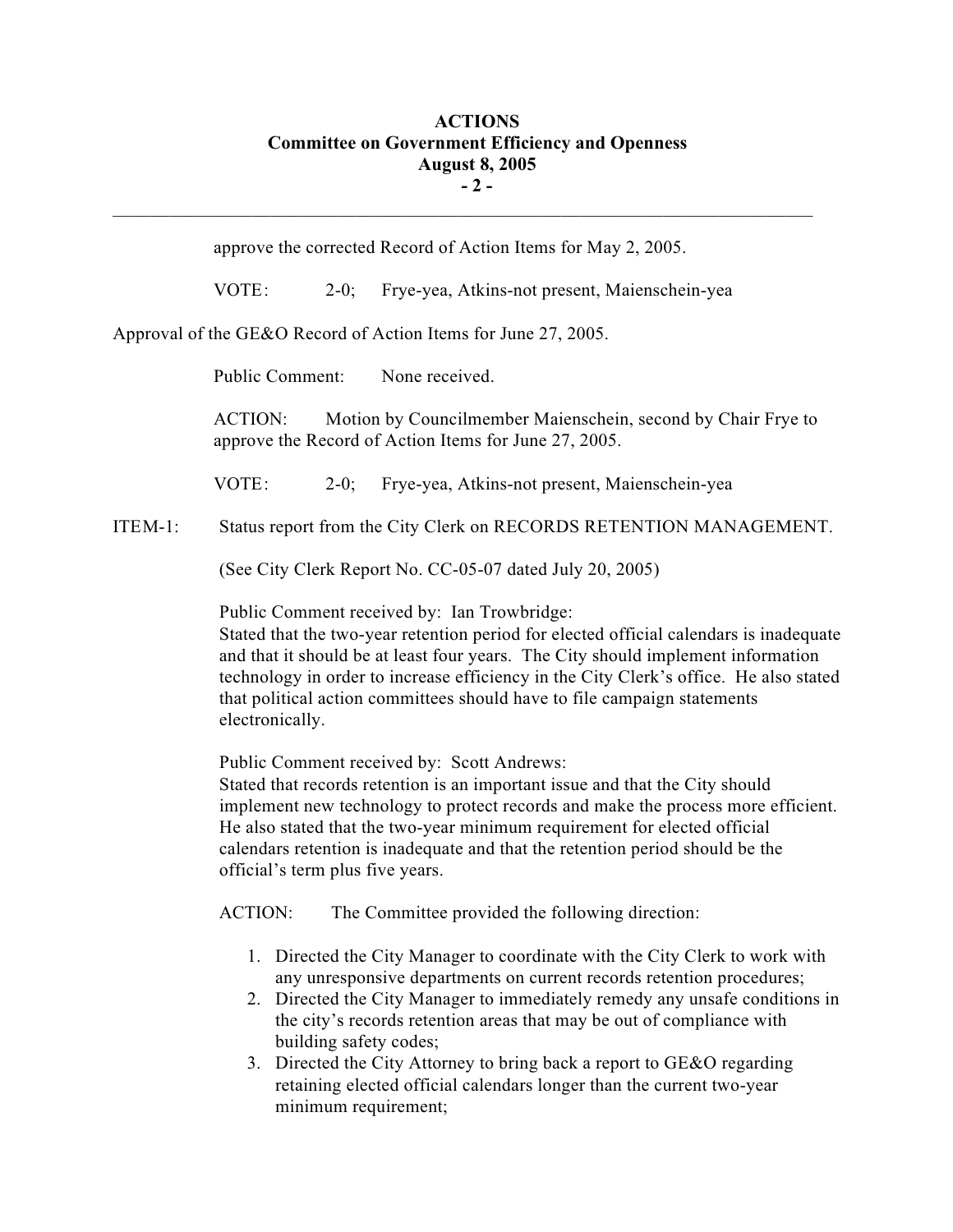approve the corrected Record of Action Items for May 2, 2005.

VOTE: 2-0; Frye-yea, Atkins-not present, Maienschein-yea

Approval of the GE&O Record of Action Items for June 27, 2005.

Public Comment: None received.

ACTION: Motion by Councilmember Maienschein, second by Chair Frye to approve the Record of Action Items for June 27, 2005.

VOTE: 2-0; Frye-yea, Atkins-not present, Maienschein-yea

ITEM-1: Status report from the City Clerk on RECORDS RETENTION MANAGEMENT.

(See City Clerk Report No. CC-05-07 dated July 20, 2005)

Public Comment received by: Ian Trowbridge:
Stated that the two-year retention period for elected official calendars is inadequate and that it should be at least four years. The City should implement information technology in order to increase efficiency in the City Clerk's office. He also stated that political action committees should have to file campaign statements electronically.

Public Comment received by: Scott Andrews:
Stated that records retention is an important issue and that the City should implement new technology to protect records and make the process more efficient. He also stated that the two-year minimum requirement for elected official calendars retention is inadequate and that the retention period should be the official's term plus five years.

ACTION: The Committee provided the following direction:

1. Directed the City Manager to coordinate with the City Clerk to work with any unresponsive departments on current records retention procedures;
2. Directed the City Manager to immediately remedy any unsafe conditions in the city's records retention areas that may be out of compliance with building safety codes;
3. Directed the City Attorney to bring back a report to GE&O regarding retaining elected official calendars longer than the current two-year minimum requirement;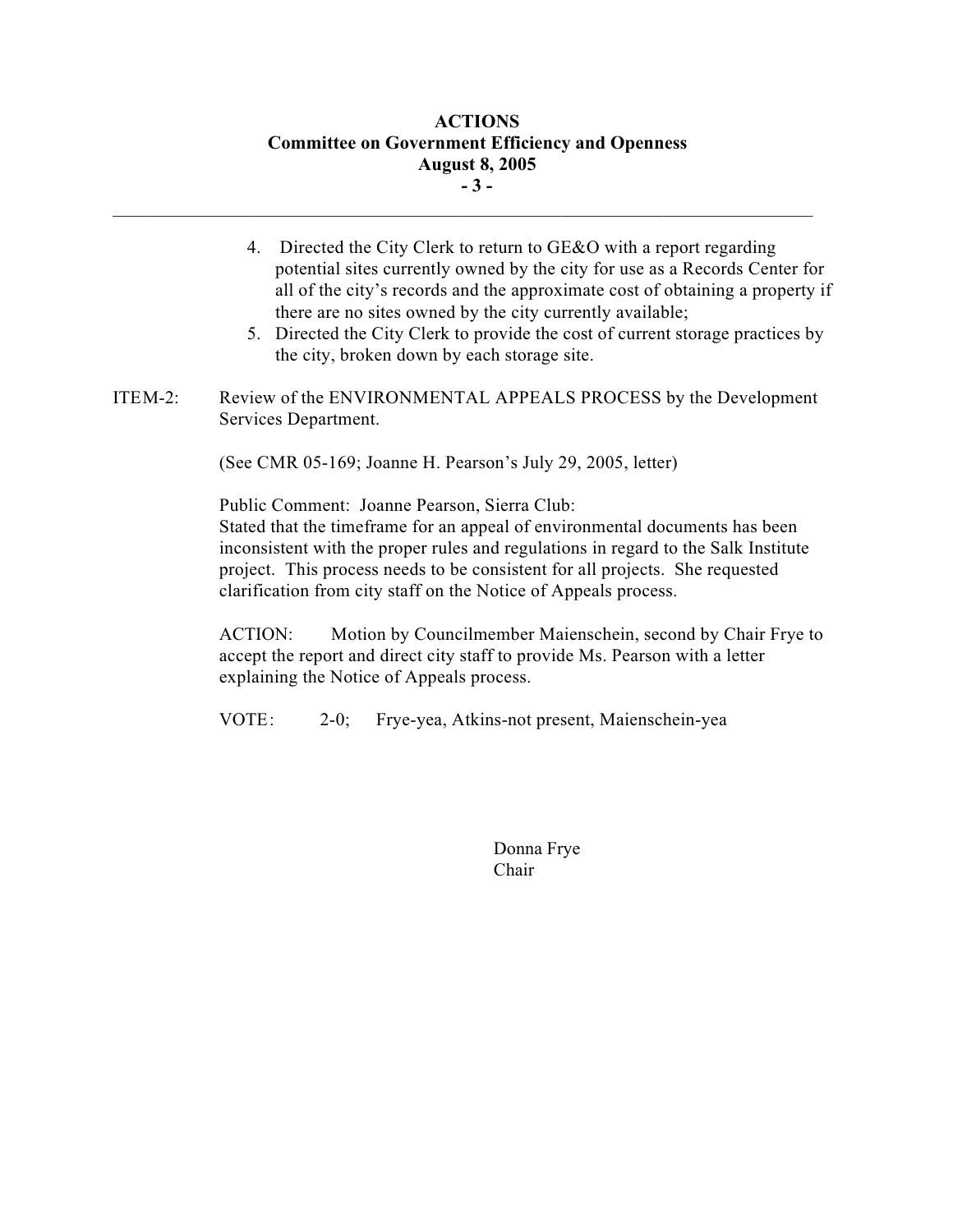4. Directed the City Clerk to return to GE&O with a report regarding potential sites currently owned by the city for use as a Records Center for all of the city's records and the approximate cost of obtaining a property if there are no sites owned by the city currently available;
5. Directed the City Clerk to provide the cost of current storage practices by the city, broken down by each storage site.

ITEM-2: Review of the ENVIRONMENTAL APPEALS PROCESS by the Development Services Department.

(See CMR 05-169; Joanne H. Pearson's July 29, 2005, letter)

Public Comment: Joanne Pearson, Sierra Club:
Stated that the timeframe for an appeal of environmental documents has been inconsistent with the proper rules and regulations in regard to the Salk Institute project. This process needs to be consistent for all projects. She requested clarification from city staff on the Notice of Appeals process.

ACTION: Motion by Councilmember Maienschein, second by Chair Frye to accept the report and direct city staff to provide Ms. Pearson with a letter explaining the Notice of Appeals process.

VOTE: 2-0; Frye-yea, Atkins-not present, Maienschein-yea

Donna Frye
Chair